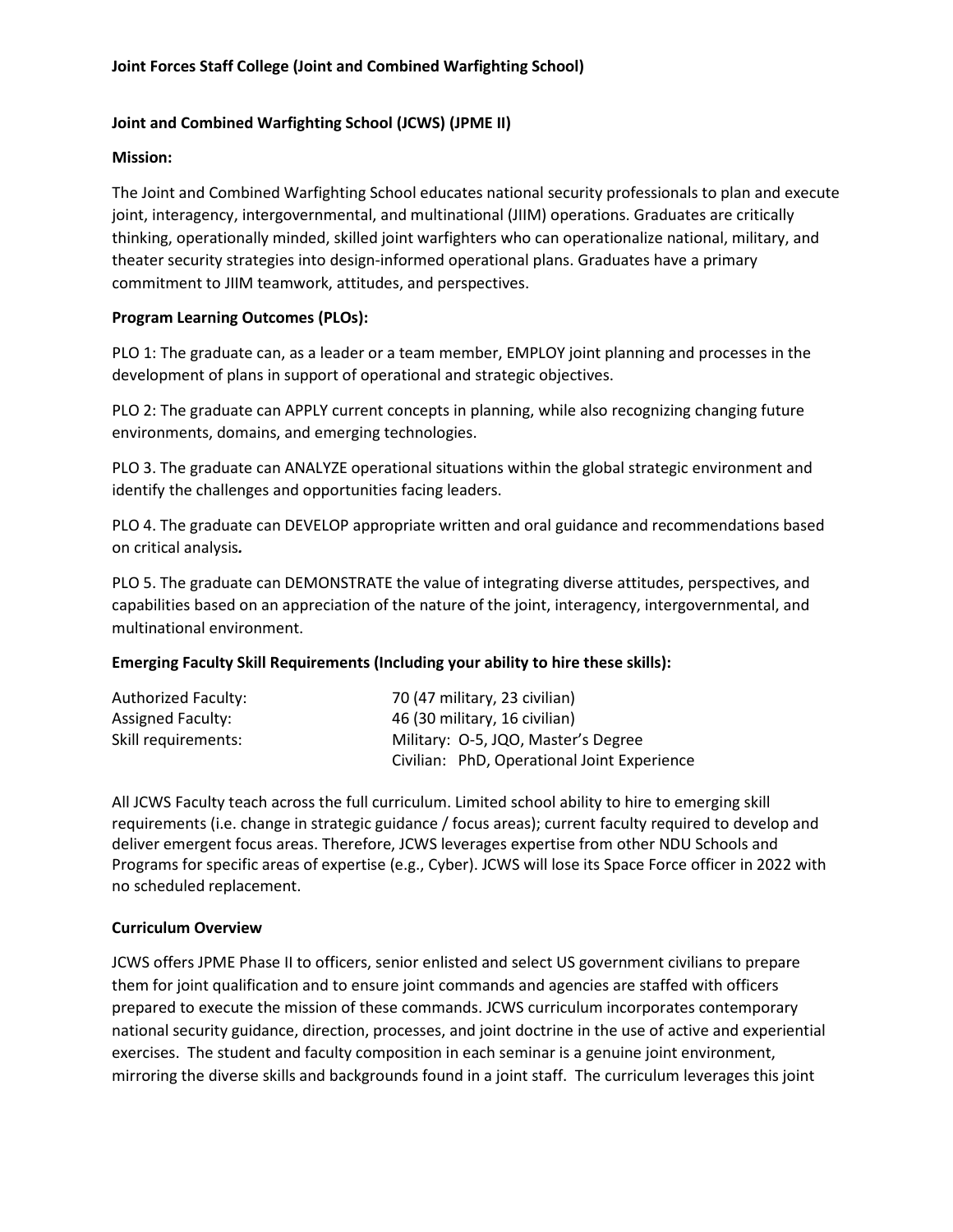**Joint Forces Staff College (Joint and Combined Warfighting School)**

**Joint and Combined Warfighting School (JCWS) (JPME II)**

**Mission:**

The Joint and Combined Warfighting School educates national security professionals to plan and execute joint, interagency, intergovernmental, and multinational (JIIM) operations. Graduates are critically thinking, operationally minded, skilled joint warfighters who can operationalize national, military, and theater security strategies into design-informed operational plans. Graduates have a primary commitment to JIIM teamwork, attitudes, and perspectives.

**Program Learning Outcomes (PLOs):**

PLO 1: The graduate can, as a leader or a team member, EMPLOY joint planning and processes in the development of plans in support of operational and strategic objectives.

PLO 2: The graduate can APPLY current concepts in planning, while also recognizing changing future environments, domains, and emerging technologies.

PLO 3. The graduate can ANALYZE operational situations within the global strategic environment and identify the challenges and opportunities facing leaders.

PLO 4. The graduate can DEVELOP appropriate written and oral guidance and recommendations based on critical analysis*.*

PLO 5. The graduate can DEMONSTRATE the value of integrating diverse attitudes, perspectives, and capabilities based on an appreciation of the nature of the joint, interagency, intergovernmental, and multinational environment.

**Emerging Faculty Skill Requirements (Including your ability to hire these skills):**

| | |
|---|---|
| Authorized Faculty: | 70 (47 military, 23 civilian) |
| Assigned Faculty: | 46 (30 military, 16 civilian) |
| Skill requirements: | Military: O-5, JQO, Master's Degree |
| | Civilian: PhD, Operational Joint Experience |

All JCWS Faculty teach across the full curriculum. Limited school ability to hire to emerging skill requirements (i.e. change in strategic guidance / focus areas); current faculty required to develop and deliver emergent focus areas. Therefore, JCWS leverages expertise from other NDU Schools and Programs for specific areas of expertise (e.g., Cyber). JCWS will lose its Space Force officer in 2022 with no scheduled replacement.

**Curriculum Overview**

JCWS offers JPME Phase II to officers, senior enlisted and select US government civilians to prepare them for joint qualification and to ensure joint commands and agencies are staffed with officers prepared to execute the mission of these commands. JCWS curriculum incorporates contemporary national security guidance, direction, processes, and joint doctrine in the use of active and experiential exercises. The student and faculty composition in each seminar is a genuine joint environment, mirroring the diverse skills and backgrounds found in a joint staff. The curriculum leverages this joint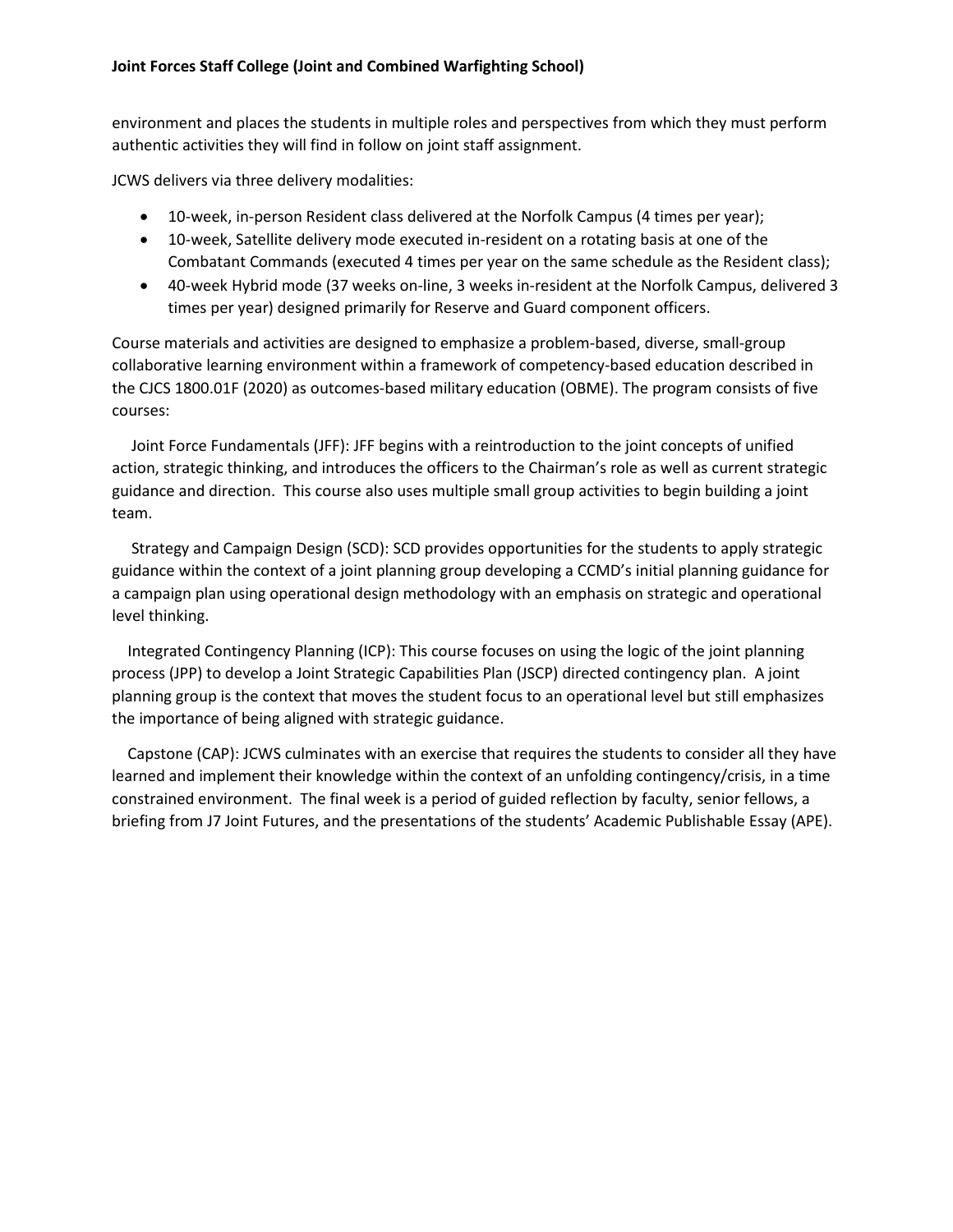environment and places the students in multiple roles and perspectives from which they must perform authentic activities they will find in follow on joint staff assignment.

JCWS delivers via three delivery modalities:

- 10-week, in-person Resident class delivered at the Norfolk Campus (4 times per year);
- 10-week, Satellite delivery mode executed in-resident on a rotating basis at one of the Combatant Commands (executed 4 times per year on the same schedule as the Resident class);
- 40-week Hybrid mode (37 weeks on-line, 3 weeks in-resident at the Norfolk Campus, delivered 3 times per year) designed primarily for Reserve and Guard component officers.

Course materials and activities are designed to emphasize a problem-based, diverse, small-group collaborative learning environment within a framework of competency-based education described in the CJCS 1800.01F (2020) as outcomes-based military education (OBME). The program consists of five courses:

Joint Force Fundamentals (JFF): JFF begins with a reintroduction to the joint concepts of unified action, strategic thinking, and introduces the officers to the Chairman's role as well as current strategic guidance and direction. This course also uses multiple small group activities to begin building a joint team.

Strategy and Campaign Design (SCD): SCD provides opportunities for the students to apply strategic guidance within the context of a joint planning group developing a CCMD's initial planning guidance for a campaign plan using operational design methodology with an emphasis on strategic and operational level thinking.

Integrated Contingency Planning (ICP): This course focuses on using the logic of the joint planning process (JPP) to develop a Joint Strategic Capabilities Plan (JSCP) directed contingency plan. A joint planning group is the context that moves the student focus to an operational level but still emphasizes the importance of being aligned with strategic guidance.

Capstone (CAP): JCWS culminates with an exercise that requires the students to consider all they have learned and implement their knowledge within the context of an unfolding contingency/crisis, in a time constrained environment. The final week is a period of guided reflection by faculty, senior fellows, a briefing from J7 Joint Futures, and the presentations of the students' Academic Publishable Essay (APE).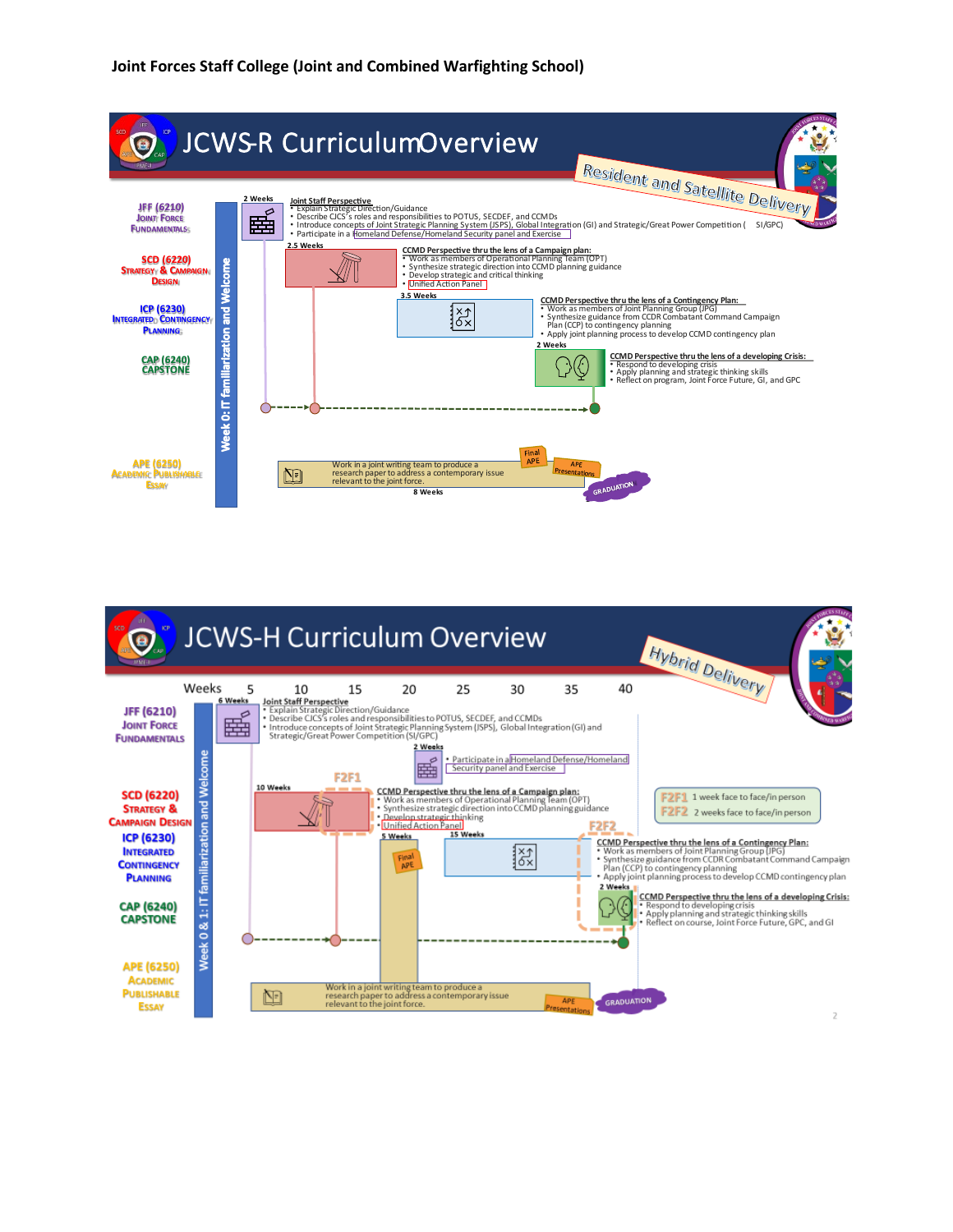**Joint Forces Staff College (Joint and Combined Warfighting School)**

# JCWS-R Curriculum Overview

Resident and Satellite Delivery

Week 0: IT familiarization and Welcome

**JFF (6210)** Joint Force Fundamentals

2 Weeks

Joint Staff Perspective
- Explain Strategic Direction/Guidance
- Describe CJCS's roles and responsibilities to POTUS, SECDEF, and CCMDs
- Introduce concepts of Joint Strategic Planning System (JSPS), Global Integration (GI) and Strategic/Great Power Competition (SI/GPC)
- Participate in a Homeland Defense/Homeland Security panel and Exercise

**SCD (6220)** Strategy & Campaign Design

2.5 Weeks

CCMD Perspective thru the lens of a Campaign plan:
- Work as members of Operational Planning Team (OPT)
- Synthesize strategic direction into CCMD planning guidance
- Develop strategic and critical thinking
- Unified Action Panel

**ICP (6230)** Integrated Contingency Planning

3.5 Weeks

CCMD Perspective thru the lens of a Contingency Plan:
- Work as members of Joint Planning Group (JPG)
- Synthesize guidance from CCDR Combatant Command Campaign Plan (CCP) to contingency planning
- Apply joint planning process to develop CCMD contingency plan

**CAP (6240)** Capstone

2 Weeks

CCMD Perspective thru the lens of a developing Crisis:
- Respond to developing crisis
- Apply planning and strategic thinking skills
- Reflect on program, Joint Force Future, GI, and GPC

**APE (6250)** Academic Publishable Essay

Work in a joint writing team to produce a research paper to address a contemporary issue relevant to the joint force.

8 Weeks

Final APE

APE Presentations

GRADUATION

# JCWS-H Curriculum Overview

Hybrid Delivery

Weeks 5 10 15 20 25 30 35 40

Week 0 & 1: IT familiarization and Welcome

**JFF (6210)** Joint Force Fundamentals

6 Weeks

Joint Staff Perspective
- Explain Strategic Direction/Guidance
- Describe CJCS's roles and responsibilities to POTUS, SECDEF, and CCMDs
- Introduce concepts of Joint Strategic Planning System (JSPS), Global Integration (GI) and Strategic/Great Power Competition (SI/GPC)

2 Weeks
- Participate in a Homeland Defense/Homeland Security panel and Exercise

F2F1

**SCD (6220)** Strategy & Campaign Design

10 Weeks

CCMD Perspective thru the lens of a Campaign plan:
- Work as members of Operational Planning Team (OPT)
- Synthesize strategic direction into CCMD planning guidance
- Develop strategic thinking
- Unified Action Panel

F2F1 1 week face to face/in person
F2F2 2 weeks face to face/in person

**ICP (6230)** Integrated Contingency Planning

5 Weeks

15 Weeks

F2F2

CCMD Perspective thru the lens of a Contingency Plan:
- Work as members of Joint Planning Group (JPG)
- Synthesize guidance from CCDR Combatant Command Campaign Plan (CCP) to contingency planning
- Apply joint planning process to develop CCMD contingency plan

**CAP (6240)** Capstone

2 Weeks

CCMD Perspective thru the lens of a developing Crisis:
- Respond to developing crisis
- Apply planning and strategic thinking skills
- Reflect on course, Joint Force Future, GPC, and GI

Final APE

**APE (6250)** Academic Publishable Essay

Work in a joint writing team to produce a research paper to address a contemporary issue relevant to the joint force.

APE Presentations

GRADUATION